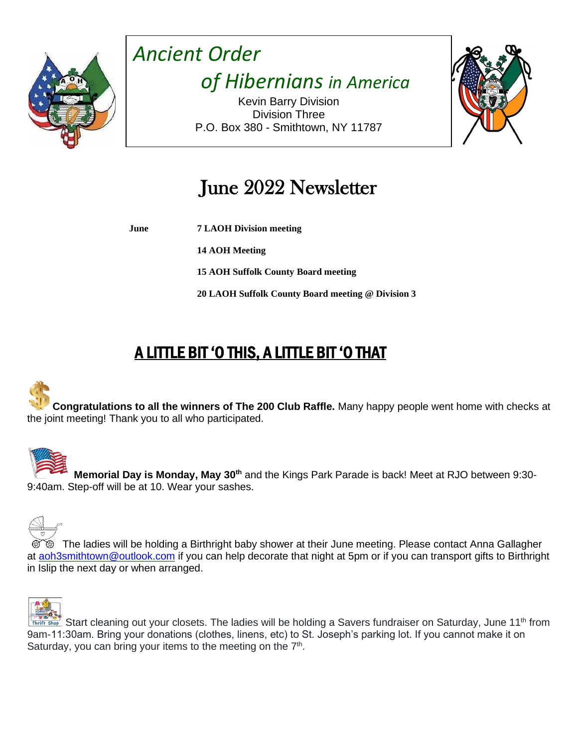# *Ancient Order of Hibernians in America*

Kevin Barry Division
Division Three
P.O. Box 380 - Smithtown, NY 11787

# June 2022 Newsletter

| | |
|---|---|
| **June** | **7 LAOH Division meeting** |
| | **14 AOH Meeting** |
| | **15 AOH Suffolk County Board meeting** |
| | **20 LAOH Suffolk County Board meeting @ Division 3** |

## A LITTLE BIT 'O THIS, A LITTLE BIT 'O THAT

**Congratulations to all the winners of The 200 Club Raffle.** Many happy people went home with checks at the joint meeting! Thank you to all who participated.

**Memorial Day is Monday, May 30th** and the Kings Park Parade is back! Meet at RJO between 9:30-9:40am. Step-off will be at 10. Wear your sashes.

The ladies will be holding a Birthright baby shower at their June meeting. Please contact Anna Gallagher at aoh3smithtown@outlook.com if you can help decorate that night at 5pm or if you can transport gifts to Birthright in Islip the next day or when arranged.

Start cleaning out your closets. The ladies will be holding a Savers fundraiser on Saturday, June 11th from 9am-11:30am. Bring your donations (clothes, linens, etc) to St. Joseph's parking lot. If you cannot make it on Saturday, you can bring your items to the meeting on the 7th.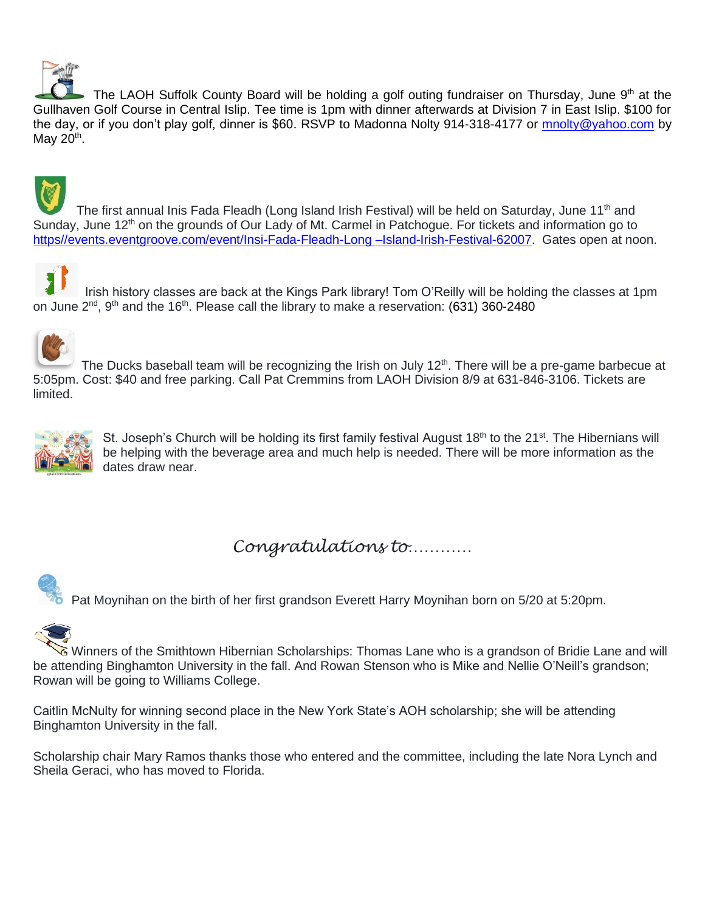The LAOH Suffolk County Board will be holding a golf outing fundraiser on Thursday, June 9th at the Gullhaven Golf Course in Central Islip. Tee time is 1pm with dinner afterwards at Division 7 in East Islip. $100 for the day, or if you don't play golf, dinner is $60. RSVP to Madonna Nolty 914-318-4177 or mnolty@yahoo.com by May 20th.

The first annual Inis Fada Fleadh (Long Island Irish Festival) will be held on Saturday, June 11th and Sunday, June 12th on the grounds of Our Lady of Mt. Carmel in Patchogue. For tickets and information go to https//events.eventgroove.com/event/Insi-Fada-Fleadh-Long –Island-Irish-Festival-62007. Gates open at noon.

Irish history classes are back at the Kings Park library! Tom O'Reilly will be holding the classes at 1pm on June 2nd, 9th and the 16th. Please call the library to make a reservation: (631) 360-2480

The Ducks baseball team will be recognizing the Irish on July 12th. There will be a pre-game barbecue at 5:05pm. Cost: $40 and free parking. Call Pat Cremmins from LAOH Division 8/9 at 631-846-3106. Tickets are limited.

St. Joseph's Church will be holding its first family festival August 18th to the 21st. The Hibernians will be helping with the beverage area and much help is needed. There will be more information as the dates draw near.

## *Congratulations to...........*

Pat Moynihan on the birth of her first grandson Everett Harry Moynihan born on 5/20 at 5:20pm.

Winners of the Smithtown Hibernian Scholarships: Thomas Lane who is a grandson of Bridie Lane and will be attending Binghamton University in the fall. And Rowan Stenson who is Mike and Nellie O'Neill's grandson; Rowan will be going to Williams College.

Caitlin McNulty for winning second place in the New York State's AOH scholarship; she will be attending Binghamton University in the fall.

Scholarship chair Mary Ramos thanks those who entered and the committee, including the late Nora Lynch and Sheila Geraci, who has moved to Florida.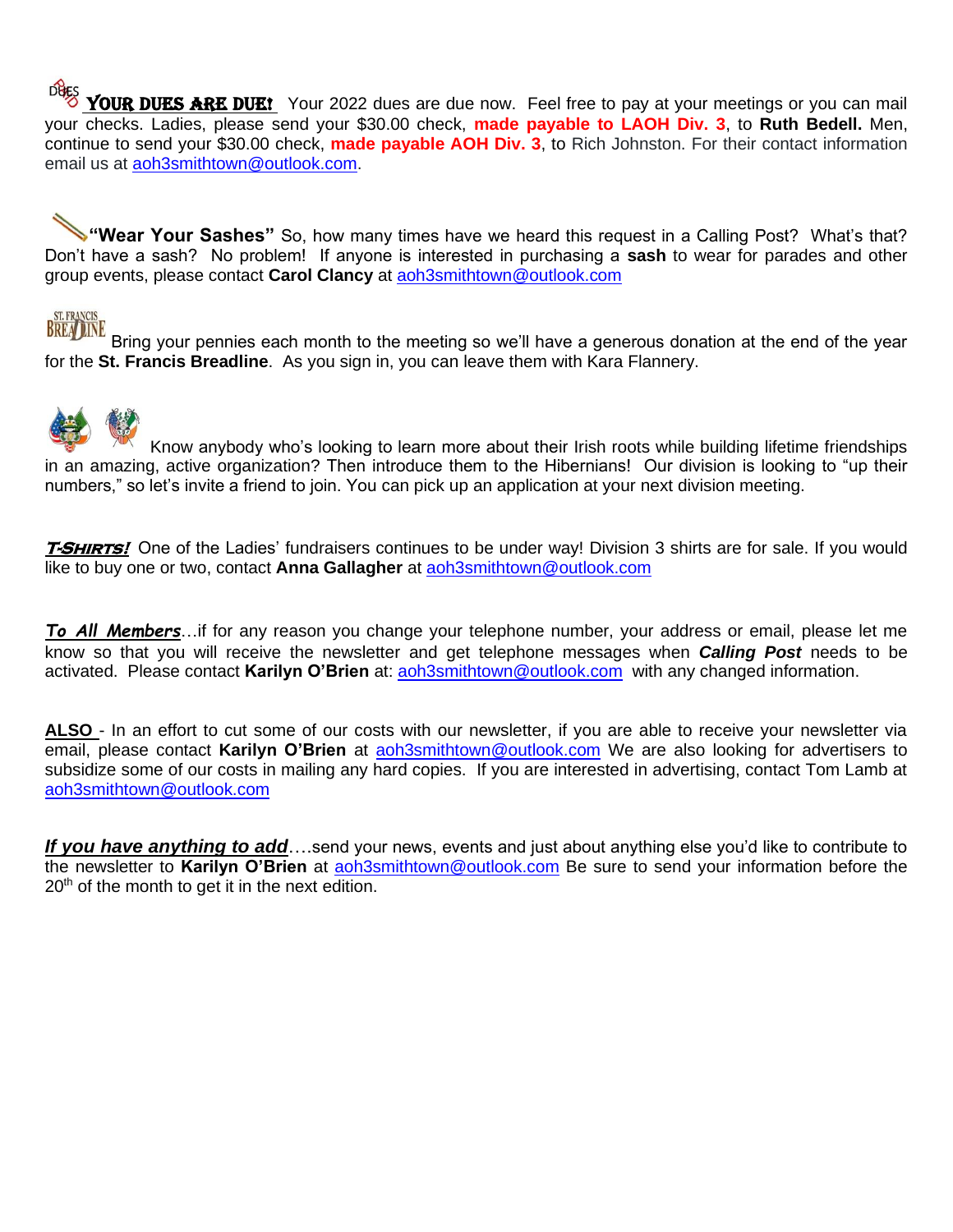**YOUR DUES ARE DUE!** Your 2022 dues are due now. Feel free to pay at your meetings or you can mail your checks. Ladies, please send your $30.00 check, **made payable to LAOH Div. 3**, to **Ruth Bedell.** Men, continue to send your $30.00 check, **made payable AOH Div. 3**, to Rich Johnston. For their contact information email us at aoh3smithtown@outlook.com.

**"Wear Your Sashes"** So, how many times have we heard this request in a Calling Post? What's that? Don't have a sash? No problem! If anyone is interested in purchasing a **sash** to wear for parades and other group events, please contact **Carol Clancy** at aoh3smithtown@outlook.com

Bring your pennies each month to the meeting so we'll have a generous donation at the end of the year for the **St. Francis Breadline**. As you sign in, you can leave them with Kara Flannery.

Know anybody who's looking to learn more about their Irish roots while building lifetime friendships in an amazing, active organization? Then introduce them to the Hibernians! Our division is looking to "up their numbers," so let's invite a friend to join. You can pick up an application at your next division meeting.

***T-SHIRTS!*** One of the Ladies' fundraisers continues to be under way! Division 3 shirts are for sale. If you would like to buy one or two, contact **Anna Gallagher** at aoh3smithtown@outlook.com

***To All Members***…if for any reason you change your telephone number, your address or email, please let me know so that you will receive the newsletter and get telephone messages when ***Calling Post*** needs to be activated. Please contact **Karilyn O'Brien** at: aoh3smithtown@outlook.com with any changed information.

**ALSO** - In an effort to cut some of our costs with our newsletter, if you are able to receive your newsletter via email, please contact **Karilyn O'Brien** at aoh3smithtown@outlook.com We are also looking for advertisers to subsidize some of our costs in mailing any hard copies. If you are interested in advertising, contact Tom Lamb at aoh3smithtown@outlook.com

***If you have anything to add***….send your news, events and just about anything else you'd like to contribute to the newsletter to **Karilyn O'Brien** at aoh3smithtown@outlook.com Be sure to send your information before the 20th of the month to get it in the next edition.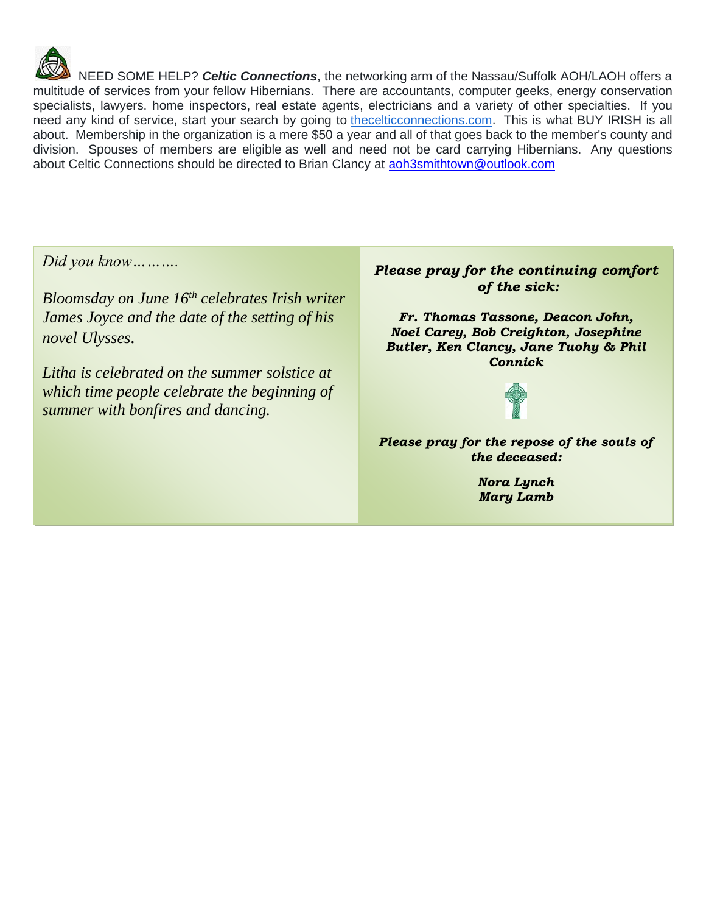NEED SOME HELP? ***Celtic Connections***, the networking arm of the Nassau/Suffolk AOH/LAOH offers a multitude of services from your fellow Hibernians. There are accountants, computer geeks, energy conservation specialists, lawyers. home inspectors, real estate agents, electricians and a variety of other specialties. If you need any kind of service, start your search by going to thecelticconnections.com. This is what BUY IRISH is all about. Membership in the organization is a mere $50 a year and all of that goes back to the member's county and division. Spouses of members are eligible as well and need not be card carrying Hibernians. Any questions about Celtic Connections should be directed to Brian Clancy at aoh3smithtown@outlook.com

*Did you know……….*

*Bloomsday on June 16th celebrates Irish writer James Joyce and the date of the setting of his novel Ulysses.*

*Litha is celebrated on the summer solstice at which time people celebrate the beginning of summer with bonfires and dancing.*

***Please pray for the continuing comfort of the sick:***

***Fr. Thomas Tassone, Deacon John, Noel Carey, Bob Creighton, Josephine Butler, Ken Clancy, Jane Tuohy & Phil Connick***

***Please pray for the repose of the souls of the deceased:***

***Nora Lynch***
***Mary Lamb***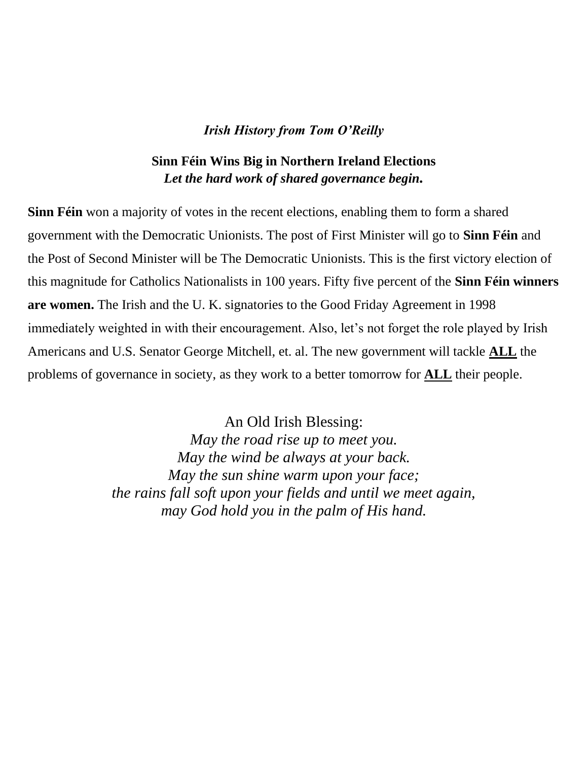***Irish History from Tom O'Reilly***

**Sinn Féin Wins Big in Northern Ireland Elections**
***Let the hard work of shared governance begin.***

**Sinn Féin** won a majority of votes in the recent elections, enabling them to form a shared government with the Democratic Unionists. The post of First Minister will go to **Sinn Féin** and the Post of Second Minister will be The Democratic Unionists. This is the first victory election of this magnitude for Catholics Nationalists in 100 years. Fifty five percent of the **Sinn Féin winners are women.** The Irish and the U. K. signatories to the Good Friday Agreement in 1998 immediately weighted in with their encouragement. Also, let's not forget the role played by Irish Americans and U.S. Senator George Mitchell, et. al. The new government will tackle <u>**ALL**</u> the problems of governance in society, as they work to a better tomorrow for <u>**ALL**</u> their people.

An Old Irish Blessing:
*May the road rise up to meet you.*
*May the wind be always at your back.*
*May the sun shine warm upon your face;*
*the rains fall soft upon your fields and until we meet again,*
*may God hold you in the palm of His hand.*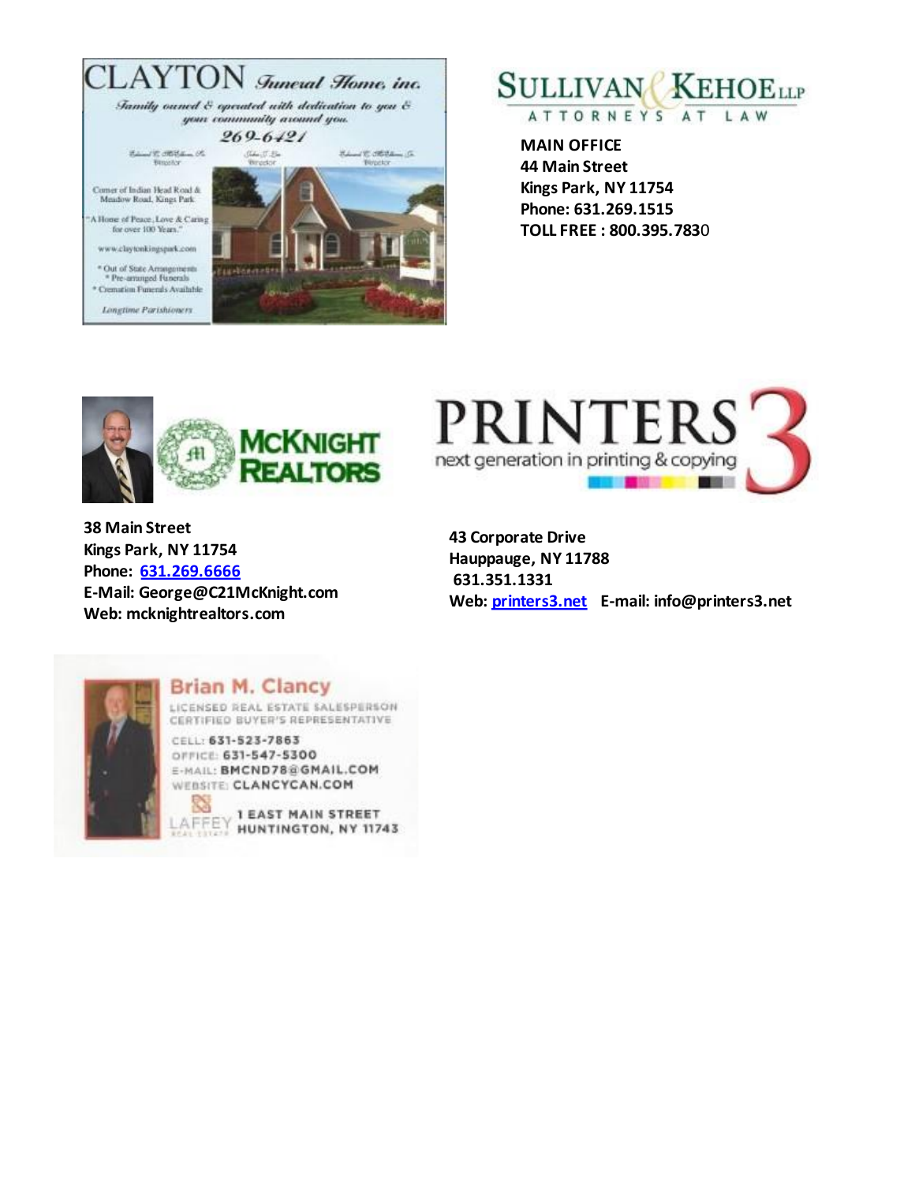CLAYTON *Funeral Home, inc.*

*Family owned & operated with dedication to you & your community around you.*

*269-6421*

Corner of Indian Head Road & Meadow Road, Kings Park

"A Home of Peace, Love & Caring for over 100 Years."

www.claytonkingspark.com

* Out of State Arrangements
* Pre-arranged Funerals
* Cremation Funerals Available

*Longtime Parishioners*

SULLIVAN & KEHOE LLP

ATTORNEYS AT LAW

**MAIN OFFICE**
**44 Main Street**
**Kings Park, NY 11754**
**Phone: 631.269.1515**
**TOLL FREE : 800.395.7830**

McKNIGHT REALTORS

**38 Main Street**
**Kings Park, NY 11754**
**Phone: 631.269.6666**
**E-Mail: George@C21McKnight.com**
**Web: mcknightrealtors.com**

PRINTERS 3

next generation in printing & copying

**43 Corporate Drive**
**Hauppauge, NY 11788**
**631.351.1331**
**Web: printers3.net E-mail: info@printers3.net**

Brian M. Clancy

LICENSED REAL ESTATE SALESPERSON
CERTIFIED BUYER'S REPRESENTATIVE

CELL: 631-523-7863
OFFICE: 631-547-5300
E-MAIL: BMCND78@GMAIL.COM
WEBSITE: CLANCYCAN.COM

LAFFEY REAL ESTATE

1 EAST MAIN STREET
HUNTINGTON, NY 11743